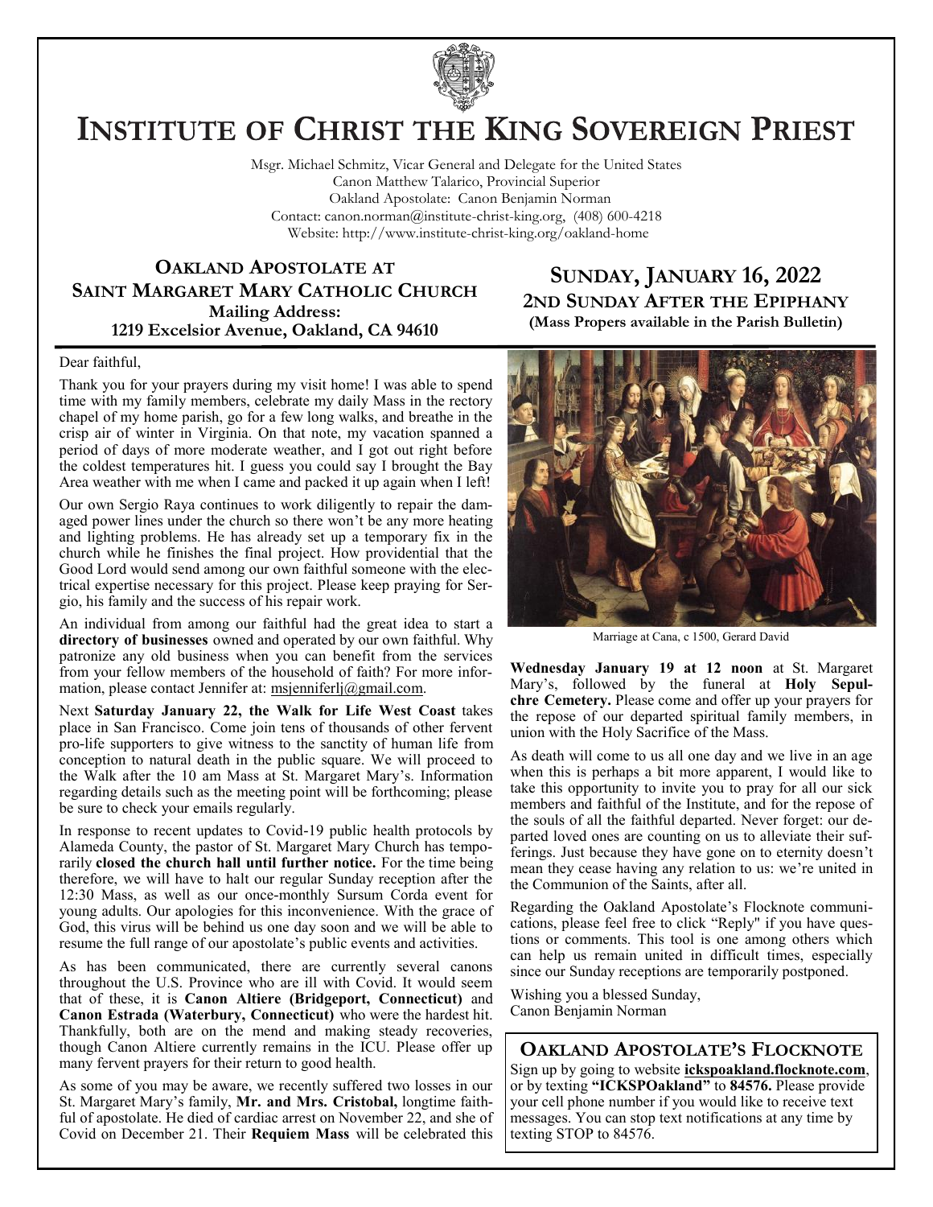# INSTITUTE OF CHRIST THE KING SOVEREIGN PRIEST

Msgr. Michael Schmitz, Vicar General and Delegate for the United States
Canon Matthew Talarico, Provincial Superior
Oakland Apostolate: Canon Benjamin Norman
Contact: canon.norman@institute-christ-king.org, (408) 600-4218
Website: http://www.institute-christ-king.org/oakland-home

## OAKLAND APOSTOLATE AT SAINT MARGARET MARY CATHOLIC CHURCH

**Mailing Address:**
**1219 Excelsior Avenue, Oakland, CA 94610**

## SUNDAY, JANUARY 16, 2022

### 2ND SUNDAY AFTER THE EPIPHANY

**(Mass Propers available in the Parish Bulletin)**

Dear faithful,

Thank you for your prayers during my visit home! I was able to spend time with my family members, celebrate my daily Mass in the rectory chapel of my home parish, go for a few long walks, and breathe in the crisp air of winter in Virginia. On that note, my vacation spanned a period of days of more moderate weather, and I got out right before the coldest temperatures hit. I guess you could say I brought the Bay Area weather with me when I came and packed it up again when I left!

Our own Sergio Raya continues to work diligently to repair the damaged power lines under the church so there won't be any more heating and lighting problems. He has already set up a temporary fix in the church while he finishes the final project. How providential that the Good Lord would send among our own faithful someone with the electrical expertise necessary for this project. Please keep praying for Sergio, his family and the success of his repair work.

An individual from among our faithful had the great idea to start a **directory of businesses** owned and operated by our own faithful. Why patronize any old business when you can benefit from the services from your fellow members of the household of faith? For more information, please contact Jennifer at: msjenniferlj@gmail.com.

Next **Saturday January 22, the Walk for Life West Coast** takes place in San Francisco. Come join tens of thousands of other fervent pro-life supporters to give witness to the sanctity of human life from conception to natural death in the public square. We will proceed to the Walk after the 10 am Mass at St. Margaret Mary's. Information regarding details such as the meeting point will be forthcoming; please be sure to check your emails regularly.

In response to recent updates to Covid-19 public health protocols by Alameda County, the pastor of St. Margaret Mary Church has temporarily **closed the church hall until further notice.** For the time being therefore, we will have to halt our regular Sunday reception after the 12:30 Mass, as well as our once-monthly Sursum Corda event for young adults. Our apologies for this inconvenience. With the grace of God, this virus will be behind us one day soon and we will be able to resume the full range of our apostolate's public events and activities.

As has been communicated, there are currently several canons throughout the U.S. Province who are ill with Covid. It would seem that of these, it is **Canon Altiere (Bridgeport, Connecticut)** and **Canon Estrada (Waterbury, Connecticut)** who were the hardest hit. Thankfully, both are on the mend and making steady recoveries, though Canon Altiere currently remains in the ICU. Please offer up many fervent prayers for their return to good health.

As some of you may be aware, we recently suffered two losses in our St. Margaret Mary's family, **Mr. and Mrs. Cristobal,** longtime faithful of apostolate. He died of cardiac arrest on November 22, and she of Covid on December 21. Their **Requiem Mass** will be celebrated this **Wednesday January 19 at 12 noon** at St. Margaret Mary's, followed by the funeral at **Holy Sepulchre Cemetery.** Please come and offer up your prayers for the repose of our departed spiritual family members, in union with the Holy Sacrifice of the Mass.

Marriage at Cana, c 1500, Gerard David

As death will come to us all one day and we live in an age when this is perhaps a bit more apparent, I would like to take this opportunity to invite you to pray for all our sick members and faithful of the Institute, and for the repose of the souls of all the faithful departed. Never forget: our departed loved ones are counting on us to alleviate their sufferings. Just because they have gone on to eternity doesn't mean they cease having any relation to us: we're united in the Communion of the Saints, after all.

Regarding the Oakland Apostolate's Flocknote communications, please feel free to click "Reply" if you have questions or comments. This tool is one among others which can help us remain united in difficult times, especially since our Sunday receptions are temporarily postponed.

Wishing you a blessed Sunday,
Canon Benjamin Norman

## OAKLAND APOSTOLATE'S FLOCKNOTE

Sign up by going to website **ickspoakland.flocknote.com**, or by texting **"ICKSPOakland"** to **84576.** Please provide your cell phone number if you would like to receive text messages. You can stop text notifications at any time by texting STOP to 84576.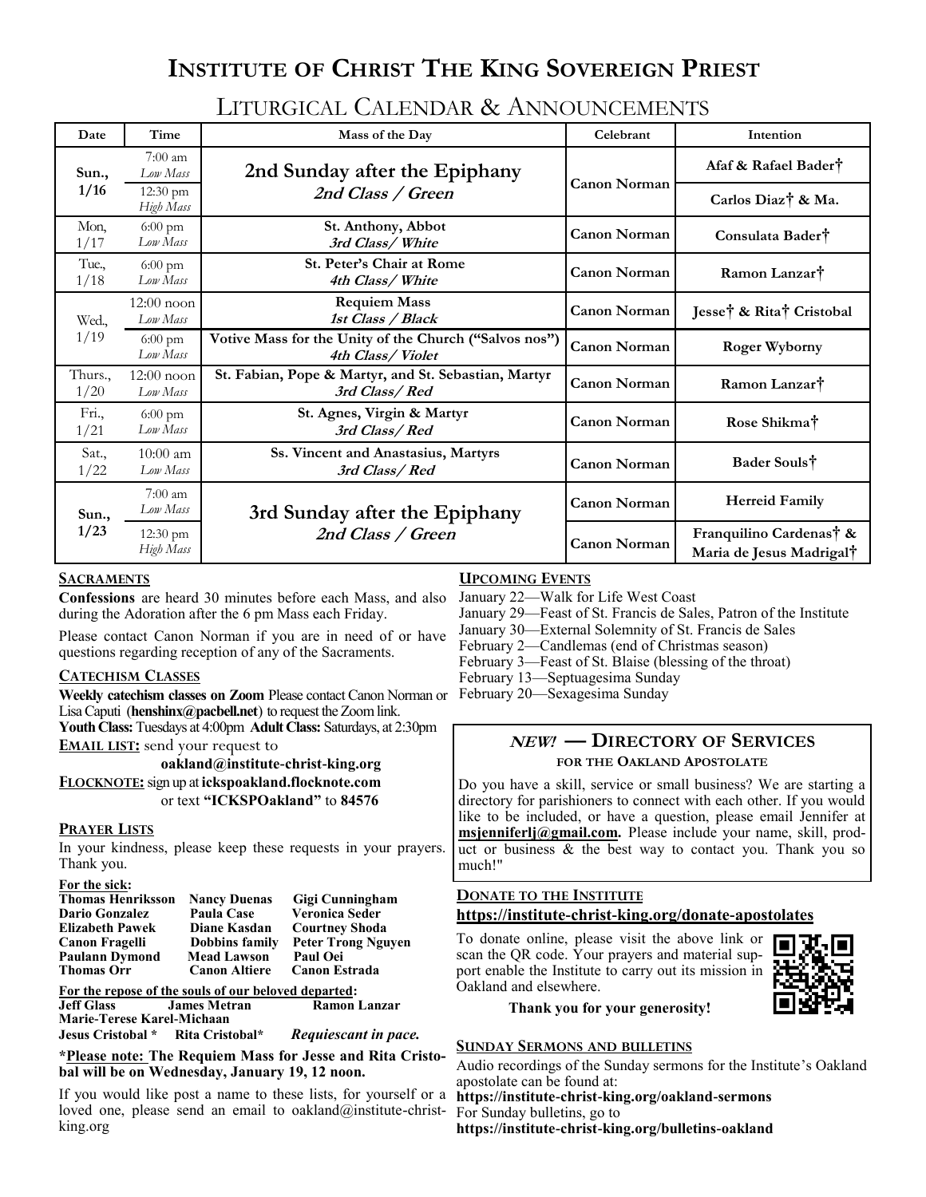# Institute of Christ The King Sovereign Priest

## Liturgical Calendar & Announcements

| Date | Time | Mass of the Day | Celebrant | Intention |
|---|---|---|---|---|
| **Sun., 1/16** | 7:00 am *Low Mass* | **2nd Sunday after the Epiphany** ***2nd Class / Green*** | **Canon Norman** | **Afaf & Rafael Bader†** |
| | 12:30 pm *High Mass* | | | **Carlos Diaz† & Ma.** |
| Mon, 1/17 | 6:00 pm *Low Mass* | **St. Anthony, Abbot** ***3rd Class/ White*** | **Canon Norman** | **Consulata Bader†** |
| Tue., 1/18 | 6:00 pm *Low Mass* | **St. Peter's Chair at Rome** ***4th Class/ White*** | **Canon Norman** | **Ramon Lanzar†** |
| Wed., 1/19 | 12:00 noon *Low Mass* | **Requiem Mass** ***1st Class / Black*** | **Canon Norman** | **Jesse† & Rita† Cristobal** |
| | 6:00 pm *Low Mass* | **Votive Mass for the Unity of the Church ("Salvos nos")** ***4th Class/ Violet*** | **Canon Norman** | **Roger Wyborny** |
| Thurs., 1/20 | 12:00 noon *Low Mass* | **St. Fabian, Pope & Martyr, and St. Sebastian, Martyr** ***3rd Class/ Red*** | **Canon Norman** | **Ramon Lanzar†** |
| Fri., 1/21 | 6:00 pm *Low Mass* | **St. Agnes, Virgin & Martyr** ***3rd Class/ Red*** | **Canon Norman** | **Rose Shikma†** |
| Sat., 1/22 | 10:00 am *Low Mass* | **Ss. Vincent and Anastasius, Martyrs** ***3rd Class/ Red*** | **Canon Norman** | **Bader Souls†** |
| **Sun., 1/23** | 7:00 am *Low Mass* | **3rd Sunday after the Epiphany** ***2nd Class / Green*** | **Canon Norman** | **Herreid Family** |
| | 12:30 pm *High Mass* | | **Canon Norman** | **Franquilino Cardenas† & Maria de Jesus Madrigal†** |

### Sacraments

**Confessions** are heard 30 minutes before each Mass, and also during the Adoration after the 6 pm Mass each Friday.

Please contact Canon Norman if you are in need of or have questions regarding reception of any of the Sacraments.

### Catechism Classes

**Weekly catechism classes on Zoom** Please contact Canon Norman or Lisa Caputi (**henshinx@pacbell.net**) to request the Zoom link.

**Youth Class:** Tuesdays at 4:00pm **Adult Class:** Saturdays, at 2:30pm

**Email list:** send your request to **oakland@institute-christ-king.org**

**Flocknote:** sign up at **ickspoakland.flocknote.com** or text **"ICKSPOakland"** to **84576**

### Prayer Lists

In your kindness, please keep these requests in your prayers. Thank you.

**For the sick:**

**Thomas Henriksson, Nancy Duenas, Gigi Cunningham, Dario Gonzalez, Paula Case, Veronica Seder, Elizabeth Pawek, Diane Kasdan, Courtney Shoda, Canon Fragelli, Dobbins family, Peter Trong Nguyen, Paulann Dymond, Mead Lawson, Paul Oei, Thomas Orr, Canon Altiere, Canon Estrada**

**For the repose of the souls of our beloved departed:**

**Jeff Glass, James Metran, Ramon Lanzar, Marie-Terese Karel-Michaan, Jesus Cristobal \*, Rita Cristobal\*** ***Requiescant in pace.***

**\*Please note: The Requiem Mass for Jesse and Rita Cristobal will be on Wednesday, January 19, 12 noon.**

If you would like post a name to these lists, for yourself or a loved one, please send an email to oakland@institute-christ-king.org

### Upcoming Events

January 22—Walk for Life West Coast
January 29—Feast of St. Francis de Sales, Patron of the Institute
January 30—External Solemnity of St. Francis de Sales
February 2—Candlemas (end of Christmas season)
February 3—Feast of St. Blaise (blessing of the throat)
February 13—Septuagesima Sunday
February 20—Sexagesima Sunday

### *New!* — Directory of Services

**For the Oakland Apostolate**

Do you have a skill, service or small business? We are starting a directory for parishioners to connect with each other. If you would like to be included, or have a question, please email Jennifer at **msjenniferlj@gmail.com.** Please include your name, skill, product or business & the best way to contact you. Thank you so much!"

### Donate to the Institute

**https://institute-christ-king.org/donate-apostolates**

To donate online, please visit the above link or scan the QR code. Your prayers and material support enable the Institute to carry out its mission in Oakland and elsewhere.

**Thank you for your generosity!**

### Sunday Sermons and Bulletins

Audio recordings of the Sunday sermons for the Institute's Oakland apostolate can be found at:
**https://institute-christ-king.org/oakland-sermons**
For Sunday bulletins, go to
**https://institute-christ-king.org/bulletins-oakland**